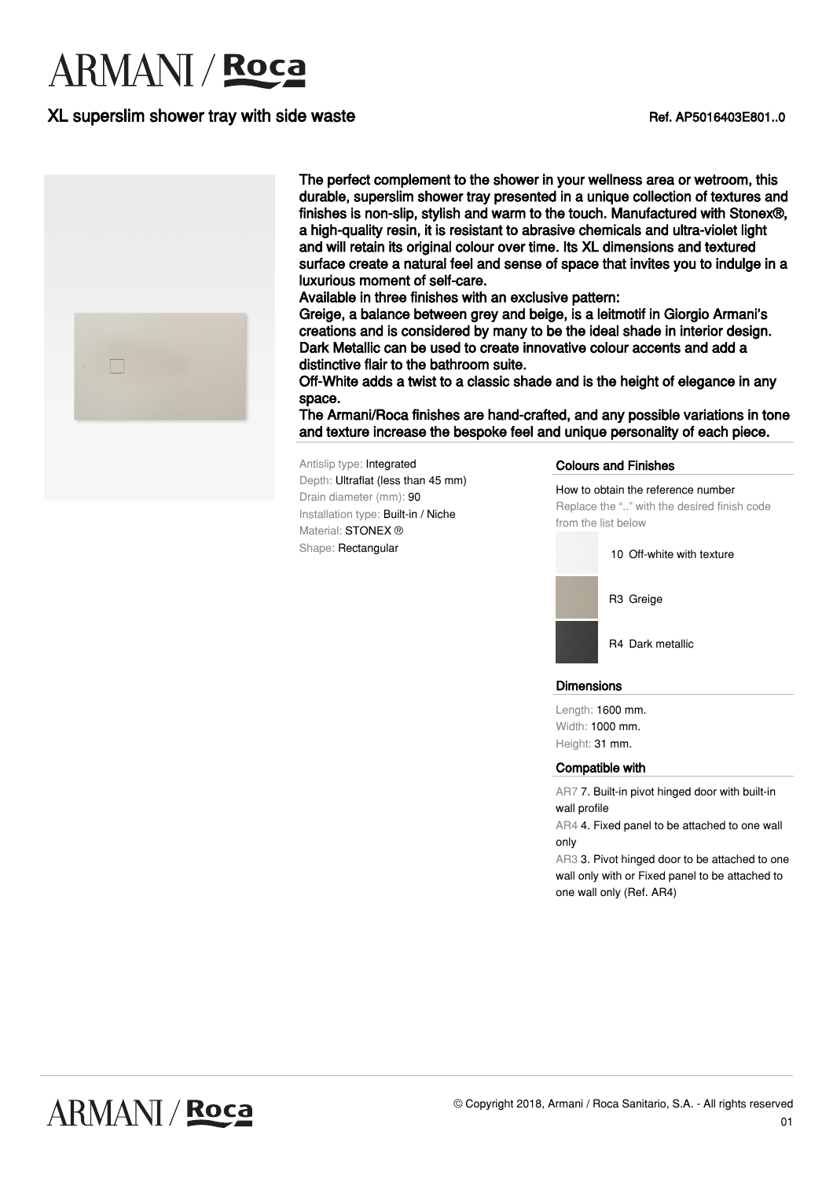# ARMANI / Roca

## XL superslim shower tray with side waste

Ref. AP5016403E801..0

The perfect complement to the shower in your wellness area or wetroom, this durable, superslim shower tray presented in a unique collection of textures and finishes is non-slip, stylish and warm to the touch. Manufactured with Stonex®, a high-quality resin, it is resistant to abrasive chemicals and ultra-violet light and will retain its original colour over time. Its XL dimensions and textured surface create a natural feel and sense of space that invites you to indulge in a luxurious moment of self-care.
Available in three finishes with an exclusive pattern:
Greige, a balance between grey and beige, is a leitmotif in Giorgio Armani's creations and is considered by many to be the ideal shade in interior design.
Dark Metallic can be used to create innovative colour accents and add a distinctive flair to the bathroom suite.
Off-White adds a twist to a classic shade and is the height of elegance in any space.
The Armani/Roca finishes are hand-crafted, and any possible variations in tone and texture increase the bespoke feel and unique personality of each piece.

Antislip type: Integrated
Depth: Ultraflat (less than 45 mm)
Drain diameter (mm): 90
Installation type: Built-in / Niche
Material: STONEX ®
Shape: Rectangular

### Colours and Finishes

How to obtain the reference number
Replace the ".." with the desired finish code from the list below

- 10 Off-white with texture
- R3 Greige
- R4 Dark metallic

### Dimensions

Length: 1600 mm.
Width: 1000 mm.
Height: 31 mm.

### Compatible with

AR7 7. Built-in pivot hinged door with built-in wall profile
AR4 4. Fixed panel to be attached to one wall only
AR3 3. Pivot hinged door to be attached to one wall only with or Fixed panel to be attached to one wall only (Ref. AR4)

© Copyright 2018, Armani / Roca Sanitario, S.A. - All rights reserved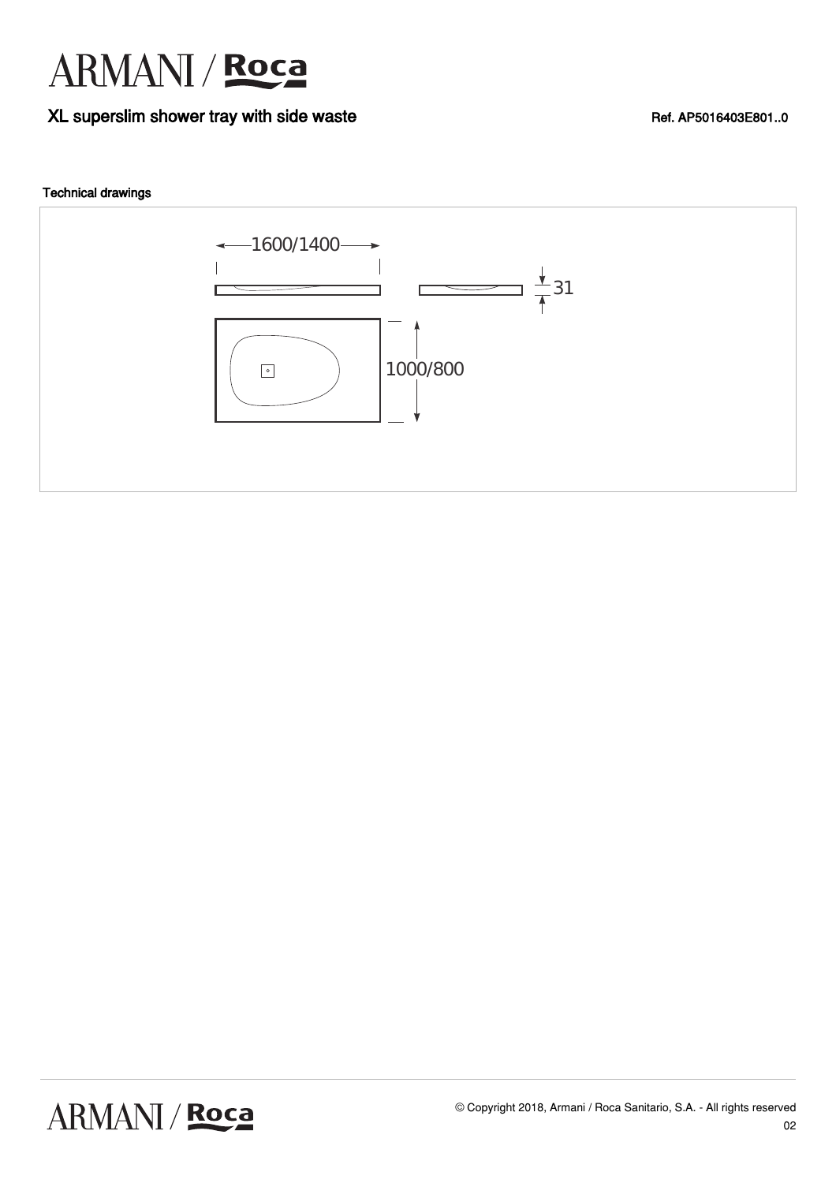# XL superslim shower tray with side waste

Ref. AP5016403E801..0

### Technical drawings

1600/1400

31

1000/800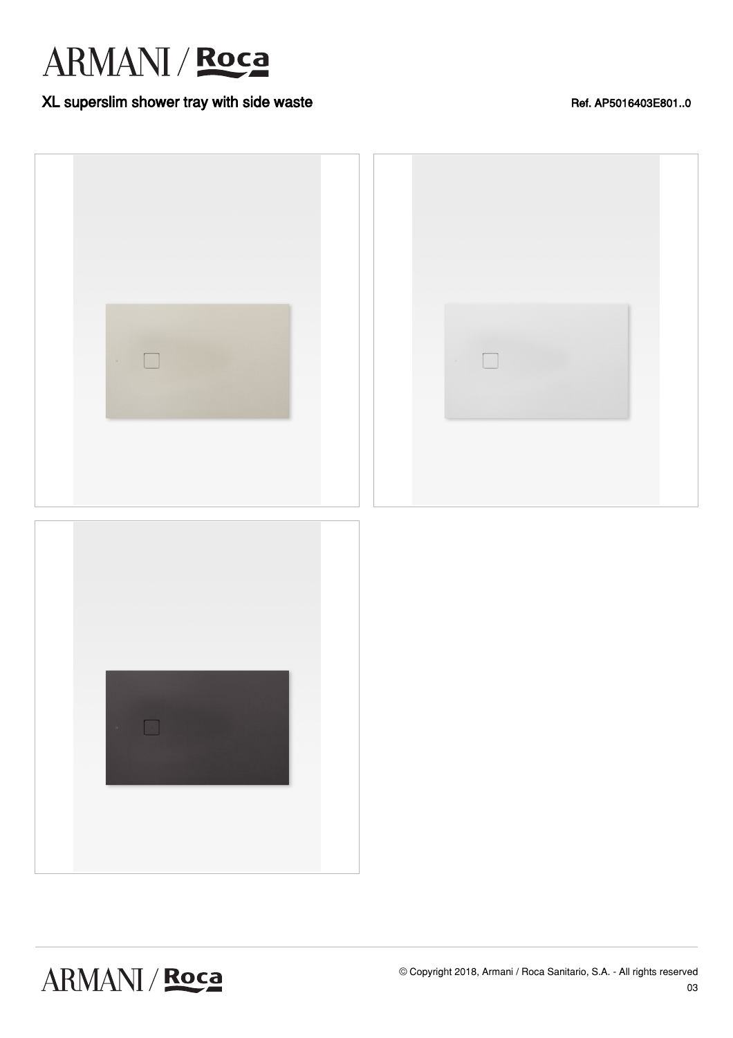XL superslim shower tray with side waste

Ref. AP5016403E801..0

© Copyright 2018, Armani / Roca Sanitario, S.A. - All rights reserved